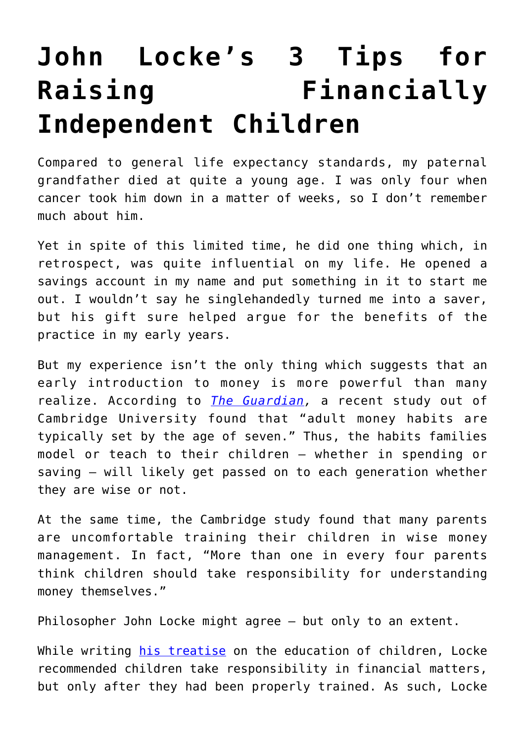# John Locke's 3 Tips for Raising Financially Independent Children

Compared to general life expectancy standards, my paternal grandfather died at quite a young age. I was only four when cancer took him down in a matter of weeks, so I don't remember much about him.

Yet in spite of this limited time, he did one thing which, in retrospect, was quite influential on my life. He opened a savings account in my name and put something in it to start me out. I wouldn't say he singlehandedly turned me into a saver, but his gift sure helped argue for the benefits of the practice in my early years.

But my experience isn't the only thing which suggests that an early introduction to money is more powerful than many realize. According to *The Guardian*, a recent study out of Cambridge University found that "adult money habits are typically set by the age of seven." Thus, the habits families model or teach to their children – whether in spending or saving – will likely get passed on to each generation whether they are wise or not.

At the same time, the Cambridge study found that many parents are uncomfortable training their children in wise money management. In fact, "More than one in every four parents think children should take responsibility for understanding money themselves."

Philosopher John Locke might agree – but only to an extent.

While writing his treatise on the education of children, Locke recommended children take responsibility in financial matters, but only after they had been properly trained. As such, Locke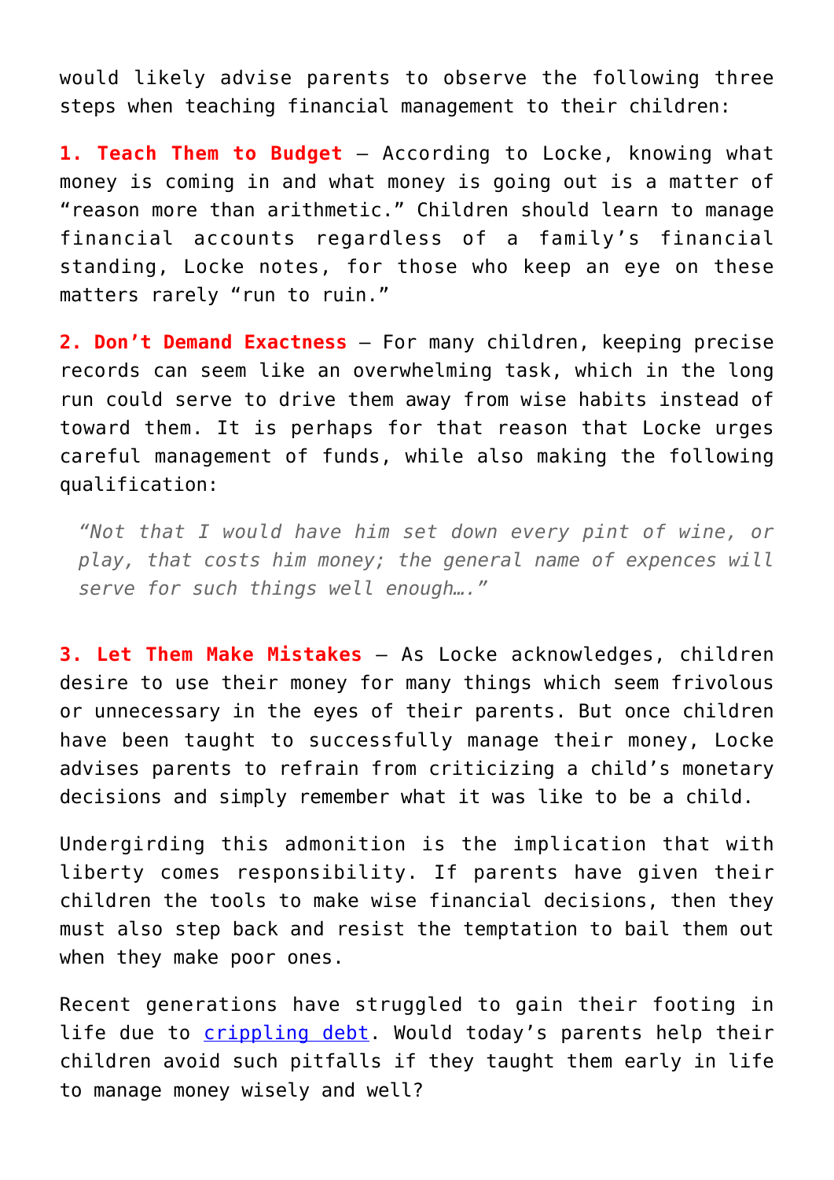would likely advise parents to observe the following three steps when teaching financial management to their children:

**1. Teach Them to Budget** – According to Locke, knowing what money is coming in and what money is going out is a matter of "reason more than arithmetic." Children should learn to manage financial accounts regardless of a family's financial standing, Locke notes, for those who keep an eye on these matters rarely "run to ruin."

**2. Don't Demand Exactness** – For many children, keeping precise records can seem like an overwhelming task, which in the long run could serve to drive them away from wise habits instead of toward them. It is perhaps for that reason that Locke urges careful management of funds, while also making the following qualification:

> *"Not that I would have him set down every pint of wine, or play, that costs him money; the general name of expences will serve for such things well enough…."*

**3. Let Them Make Mistakes** – As Locke acknowledges, children desire to use their money for many things which seem frivolous or unnecessary in the eyes of their parents. But once children have been taught to successfully manage their money, Locke advises parents to refrain from criticizing a child's monetary decisions and simply remember what it was like to be a child.

Undergirding this admonition is the implication that with liberty comes responsibility. If parents have given their children the tools to make wise financial decisions, then they must also step back and resist the temptation to bail them out when they make poor ones.

Recent generations have struggled to gain their footing in life due to crippling debt. Would today's parents help their children avoid such pitfalls if they taught them early in life to manage money wisely and well?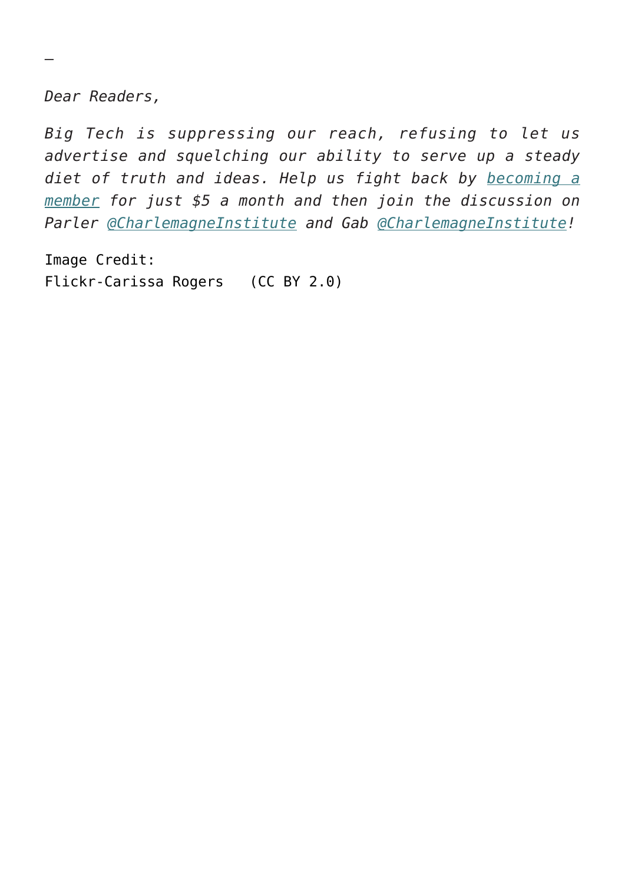—

*Dear Readers,*

*Big Tech is suppressing our reach, refusing to let us advertise and squelching our ability to serve up a steady diet of truth and ideas. Help us fight back by [becoming a member](#) for just $5 a month and then join the discussion on Parler [@CharlemagneInstitute](#) and Gab [@CharlemagneInstitute](#)!*

Image Credit:
Flickr-Carissa Rogers   (CC BY 2.0)